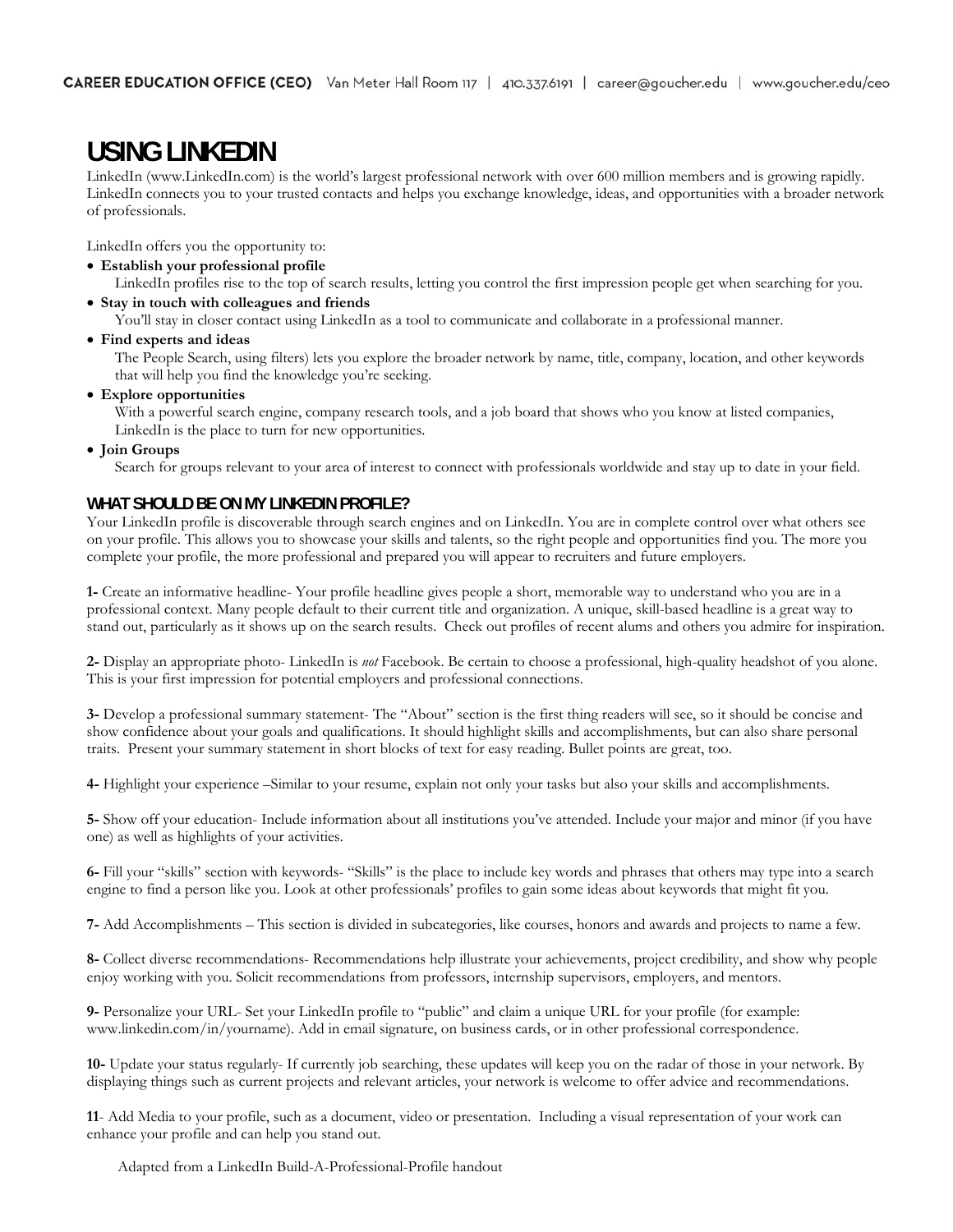# USING LINKEDIN

LinkedIn (www.LinkedIn.com) is the world's largest professional network with over 600 million members and is growing rapidly. LinkedIn connects you to your trusted contacts and helps you exchange knowledge, ideas, and opportunities with a broader network of professionals.

LinkedIn offers you the opportunity to:

- **Establish your professional profile**
  LinkedIn profiles rise to the top of search results, letting you control the first impression people get when searching for you.
- **Stay in touch with colleagues and friends**
  You'll stay in closer contact using LinkedIn as a tool to communicate and collaborate in a professional manner.
- **Find experts and ideas**
  The People Search, using filters) lets you explore the broader network by name, title, company, location, and other keywords that will help you find the knowledge you're seeking.
- **Explore opportunities**
  With a powerful search engine, company research tools, and a job board that shows who you know at listed companies, LinkedIn is the place to turn for new opportunities.
- **Join Groups**
  Search for groups relevant to your area of interest to connect with professionals worldwide and stay up to date in your field.

## WHAT SHOULD BE ON MY LINKEDIN PROFILE?

Your LinkedIn profile is discoverable through search engines and on LinkedIn. You are in complete control over what others see on your profile. This allows you to showcase your skills and talents, so the right people and opportunities find you. The more you complete your profile, the more professional and prepared you will appear to recruiters and future employers.

**1-** Create an informative headline- Your profile headline gives people a short, memorable way to understand who you are in a professional context. Many people default to their current title and organization. A unique, skill-based headline is a great way to stand out, particularly as it shows up on the search results. Check out profiles of recent alums and others you admire for inspiration.

**2-** Display an appropriate photo- LinkedIn is *not* Facebook. Be certain to choose a professional, high-quality headshot of you alone. This is your first impression for potential employers and professional connections.

**3-** Develop a professional summary statement- The "About" section is the first thing readers will see, so it should be concise and show confidence about your goals and qualifications. It should highlight skills and accomplishments, but can also share personal traits. Present your summary statement in short blocks of text for easy reading. Bullet points are great, too.

**4-** Highlight your experience –Similar to your resume, explain not only your tasks but also your skills and accomplishments.

**5-** Show off your education- Include information about all institutions you've attended. Include your major and minor (if you have one) as well as highlights of your activities.

**6-** Fill your "skills" section with keywords- "Skills" is the place to include key words and phrases that others may type into a search engine to find a person like you. Look at other professionals' profiles to gain some ideas about keywords that might fit you.

**7-** Add Accomplishments – This section is divided in subcategories, like courses, honors and awards and projects to name a few.

**8-** Collect diverse recommendations- Recommendations help illustrate your achievements, project credibility, and show why people enjoy working with you. Solicit recommendations from professors, internship supervisors, employers, and mentors.

**9-** Personalize your URL- Set your LinkedIn profile to "public" and claim a unique URL for your profile (for example: www.linkedin.com/in/yourname). Add in email signature, on business cards, or in other professional correspondence.

**10-** Update your status regularly- If currently job searching, these updates will keep you on the radar of those in your network. By displaying things such as current projects and relevant articles, your network is welcome to offer advice and recommendations.

**11**- Add Media to your profile, such as a document, video or presentation. Including a visual representation of your work can enhance your profile and can help you stand out.

Adapted from a LinkedIn Build-A-Professional-Profile handout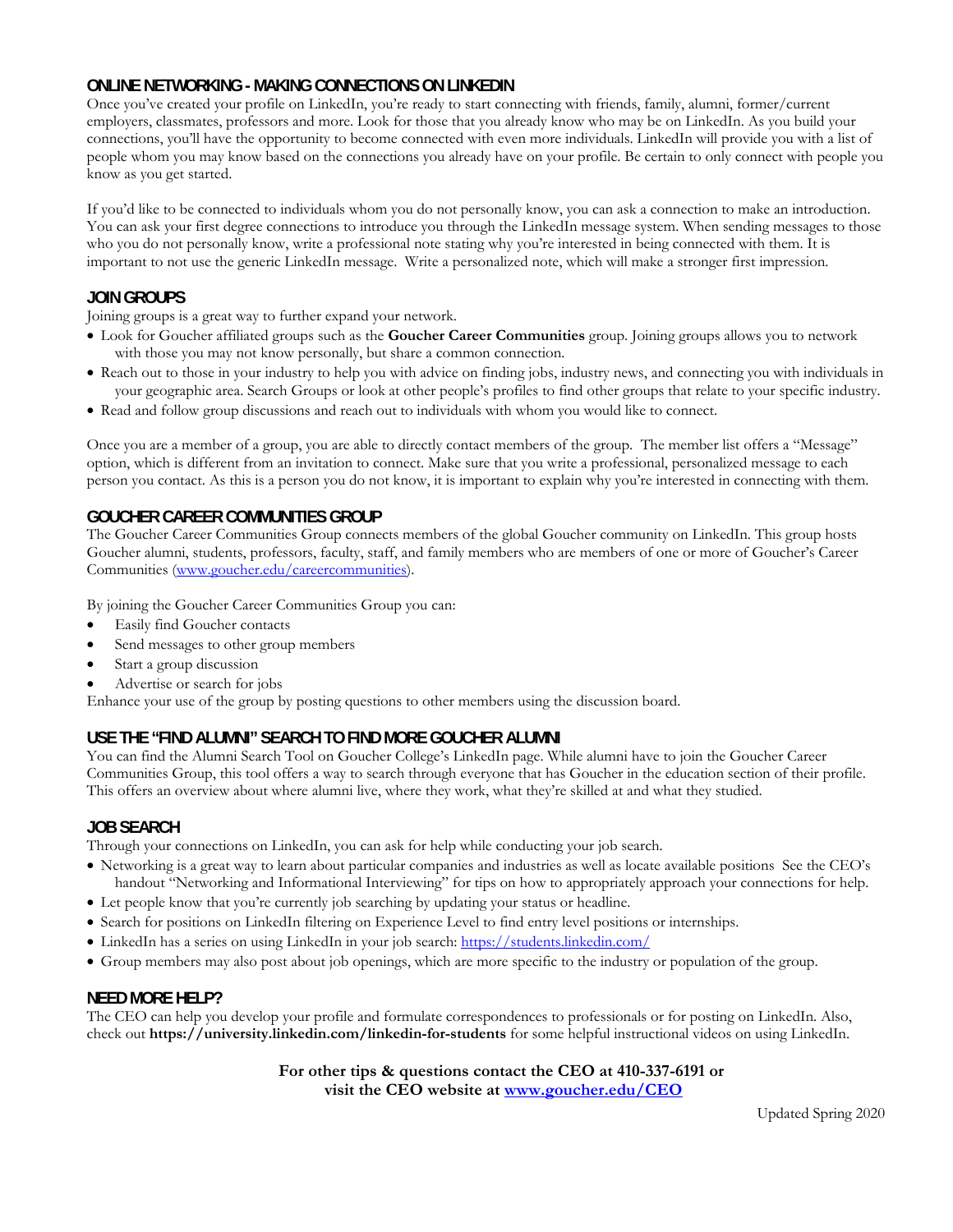## ONLINE NETWORKING - MAKING CONNECTIONS ON LINKEDIN

Once you've created your profile on LinkedIn, you're ready to start connecting with friends, family, alumni, former/current employers, classmates, professors and more. Look for those that you already know who may be on LinkedIn. As you build your connections, you'll have the opportunity to become connected with even more individuals. LinkedIn will provide you with a list of people whom you may know based on the connections you already have on your profile. Be certain to only connect with people you know as you get started.

If you'd like to be connected to individuals whom you do not personally know, you can ask a connection to make an introduction. You can ask your first degree connections to introduce you through the LinkedIn message system. When sending messages to those who you do not personally know, write a professional note stating why you're interested in being connected with them. It is important to not use the generic LinkedIn message. Write a personalized note, which will make a stronger first impression.

## JOIN GROUPS

Joining groups is a great way to further expand your network.

- Look for Goucher affiliated groups such as the **Goucher Career Communities** group. Joining groups allows you to network with those you may not know personally, but share a common connection.
- Reach out to those in your industry to help you with advice on finding jobs, industry news, and connecting you with individuals in your geographic area. Search Groups or look at other people's profiles to find other groups that relate to your specific industry.
- Read and follow group discussions and reach out to individuals with whom you would like to connect.

Once you are a member of a group, you are able to directly contact members of the group. The member list offers a "Message" option, which is different from an invitation to connect. Make sure that you write a professional, personalized message to each person you contact. As this is a person you do not know, it is important to explain why you're interested in connecting with them.

## GOUCHER CAREER COMMUNITIES GROUP

The Goucher Career Communities Group connects members of the global Goucher community on LinkedIn. This group hosts Goucher alumni, students, professors, faculty, staff, and family members who are members of one or more of Goucher's Career Communities (www.goucher.edu/careercommunities).

By joining the Goucher Career Communities Group you can:

- Easily find Goucher contacts
- Send messages to other group members
- Start a group discussion
- Advertise or search for jobs

Enhance your use of the group by posting questions to other members using the discussion board.

## USE THE "FIND ALUMNI" SEARCH TO FIND MORE GOUCHER ALUMNI

You can find the Alumni Search Tool on Goucher College's LinkedIn page. While alumni have to join the Goucher Career Communities Group, this tool offers a way to search through everyone that has Goucher in the education section of their profile. This offers an overview about where alumni live, where they work, what they're skilled at and what they studied.

## JOB SEARCH

Through your connections on LinkedIn, you can ask for help while conducting your job search.

- Networking is a great way to learn about particular companies and industries as well as locate available positions See the CEO's handout "Networking and Informational Interviewing" for tips on how to appropriately approach your connections for help.
- Let people know that you're currently job searching by updating your status or headline.
- Search for positions on LinkedIn filtering on Experience Level to find entry level positions or internships.
- LinkedIn has a series on using LinkedIn in your job search: https://students.linkedin.com/
- Group members may also post about job openings, which are more specific to the industry or population of the group.

## NEED MORE HELP?

The CEO can help you develop your profile and formulate correspondences to professionals or for posting on LinkedIn. Also, check out **https://university.linkedin.com/linkedin-for-students** for some helpful instructional videos on using LinkedIn.

**For other tips & questions contact the CEO at 410-337-6191 or visit the CEO website at www.goucher.edu/CEO**

Updated Spring 2020